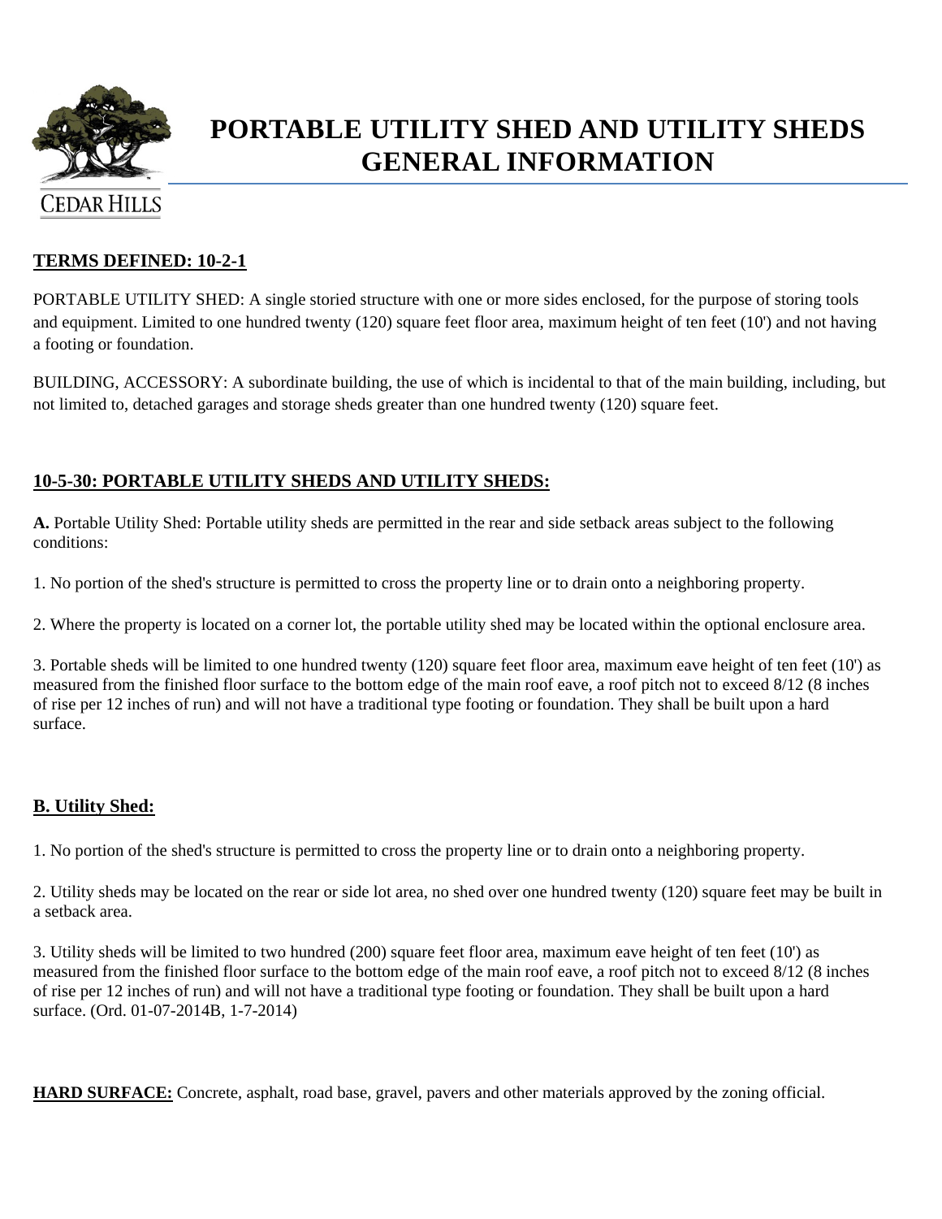# PORTABLE UTILITY SHED AND UTILITY SHEDS GENERAL INFORMATION

CEDAR HILLS

**TERMS DEFINED: 10-2-1**

PORTABLE UTILITY SHED: A single storied structure with one or more sides enclosed, for the purpose of storing tools and equipment. Limited to one hundred twenty (120) square feet floor area, maximum height of ten feet (10') and not having a footing or foundation.

BUILDING, ACCESSORY: A subordinate building, the use of which is incidental to that of the main building, including, but not limited to, detached garages and storage sheds greater than one hundred twenty (120) square feet.

## 10-5-30: PORTABLE UTILITY SHEDS AND UTILITY SHEDS:

**A.** Portable Utility Shed: Portable utility sheds are permitted in the rear and side setback areas subject to the following conditions:

1. No portion of the shed's structure is permitted to cross the property line or to drain onto a neighboring property.

2. Where the property is located on a corner lot, the portable utility shed may be located within the optional enclosure area.

3. Portable sheds will be limited to one hundred twenty (120) square feet floor area, maximum eave height of ten feet (10') as measured from the finished floor surface to the bottom edge of the main roof eave, a roof pitch not to exceed 8/12 (8 inches of rise per 12 inches of run) and will not have a traditional type footing or foundation. They shall be built upon a hard surface.

### B. Utility Shed:

1. No portion of the shed's structure is permitted to cross the property line or to drain onto a neighboring property.

2. Utility sheds may be located on the rear or side lot area, no shed over one hundred twenty (120) square feet may be built in a setback area.

3. Utility sheds will be limited to two hundred (200) square feet floor area, maximum eave height of ten feet (10') as measured from the finished floor surface to the bottom edge of the main roof eave, a roof pitch not to exceed 8/12 (8 inches of rise per 12 inches of run) and will not have a traditional type footing or foundation. They shall be built upon a hard surface. (Ord. 01-07-2014B, 1-7-2014)

**HARD SURFACE:** Concrete, asphalt, road base, gravel, pavers and other materials approved by the zoning official.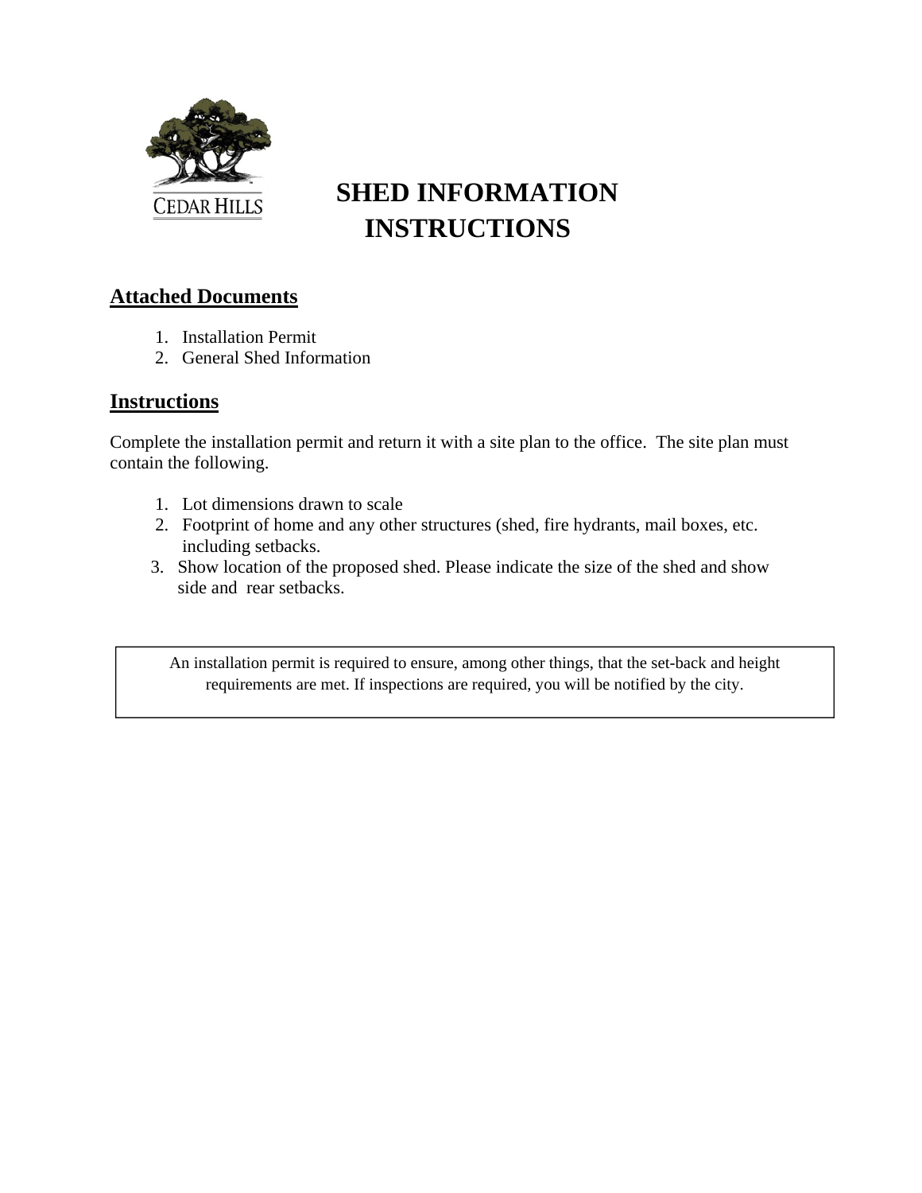CEDAR HILLS

# SHED INFORMATION INSTRUCTIONS

## Attached Documents

1. Installation Permit
2. General Shed Information

## Instructions

Complete the installation permit and return it with a site plan to the office. The site plan must contain the following.

1. Lot dimensions drawn to scale
2. Footprint of home and any other structures (shed, fire hydrants, mail boxes, etc. including setbacks.
3. Show location of the proposed shed. Please indicate the size of the shed and show side and rear setbacks.

An installation permit is required to ensure, among other things, that the set-back and height requirements are met. If inspections are required, you will be notified by the city.